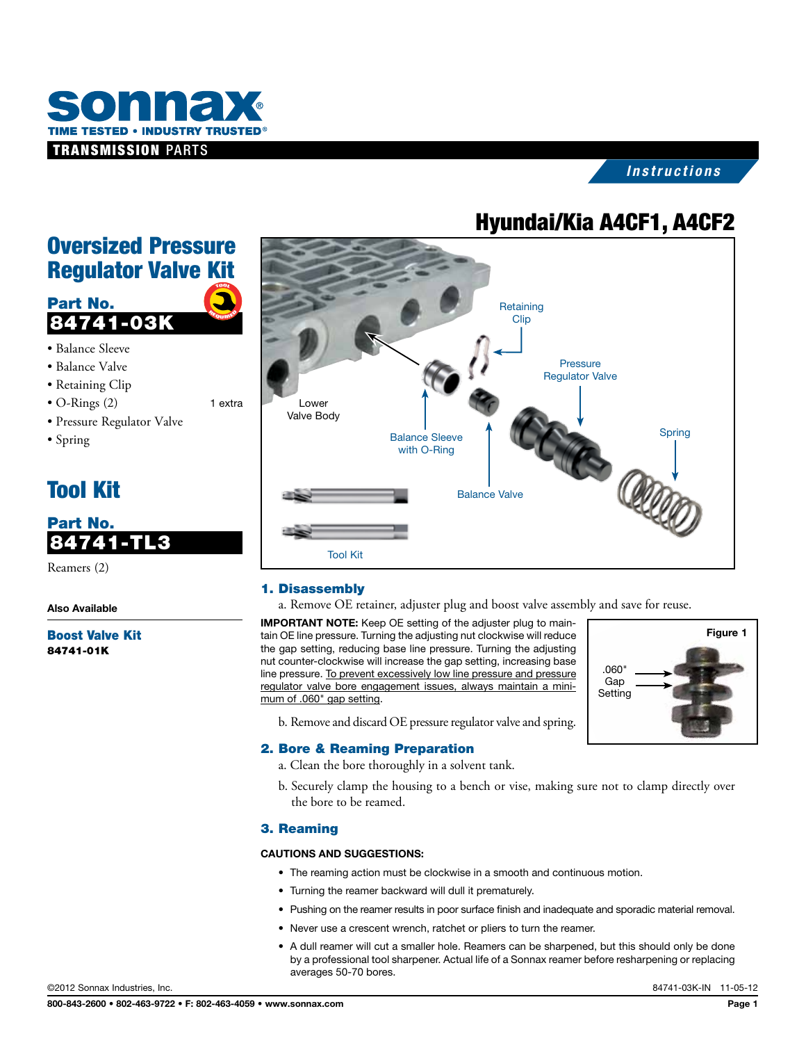# sonnax

TIME TESTED • INDUSTRY TRUSTED

TRANSMISSION PARTS

*Instructions*

# Hyundai/Kia A4CF1, A4CF2

## Oversized Pressure Regulator Valve Kit

**Part No.**

**84741-03K**

- Balance Sleeve
- Balance Valve
- Retaining Clip
- O-Rings (2) 1 extra
- Pressure Regulator Valve
- Spring

## Tool Kit

**Part No.**

**84741-TL3**

Reamers (2)

**Also Available**

**Boost Valve Kit**
**84741-01K**

Retaining Clip

Pressure Regulator Valve

Lower Valve Body

Balance Sleeve with O-Ring

Spring

Balance Valve

Tool Kit

### 1. Disassembly

a. Remove OE retainer, adjuster plug and boost valve assembly and save for reuse.

**IMPORTANT NOTE:** Keep OE setting of the adjuster plug to maintain OE line pressure. Turning the adjusting nut clockwise will reduce the gap setting, reducing base line pressure. Turning the adjusting nut counter-clockwise will increase the gap setting, increasing base line pressure. To prevent excessively low line pressure and pressure regulator valve bore engagement issues, always maintain a minimum of .060" gap setting.

Figure 1

.060" Gap Setting

b. Remove and discard OE pressure regulator valve and spring.

### 2. Bore & Reaming Preparation

a. Clean the bore thoroughly in a solvent tank.

b. Securely clamp the housing to a bench or vise, making sure not to clamp directly over the bore to be reamed.

### 3. Reaming

**CAUTIONS AND SUGGESTIONS:**

- The reaming action must be clockwise in a smooth and continuous motion.
- Turning the reamer backward will dull it prematurely.
- Pushing on the reamer results in poor surface finish and inadequate and sporadic material removal.
- Never use a crescent wrench, ratchet or pliers to turn the reamer.
- A dull reamer will cut a smaller hole. Reamers can be sharpened, but this should only be done by a professional tool sharpener. Actual life of a Sonnax reamer before resharpening or replacing averages 50-70 bores.

©2012 Sonnax Industries, Inc. 84741-03K-IN 11-05-12

800-843-2600 • 802-463-9722 • F: 802-463-4059 • www.sonnax.com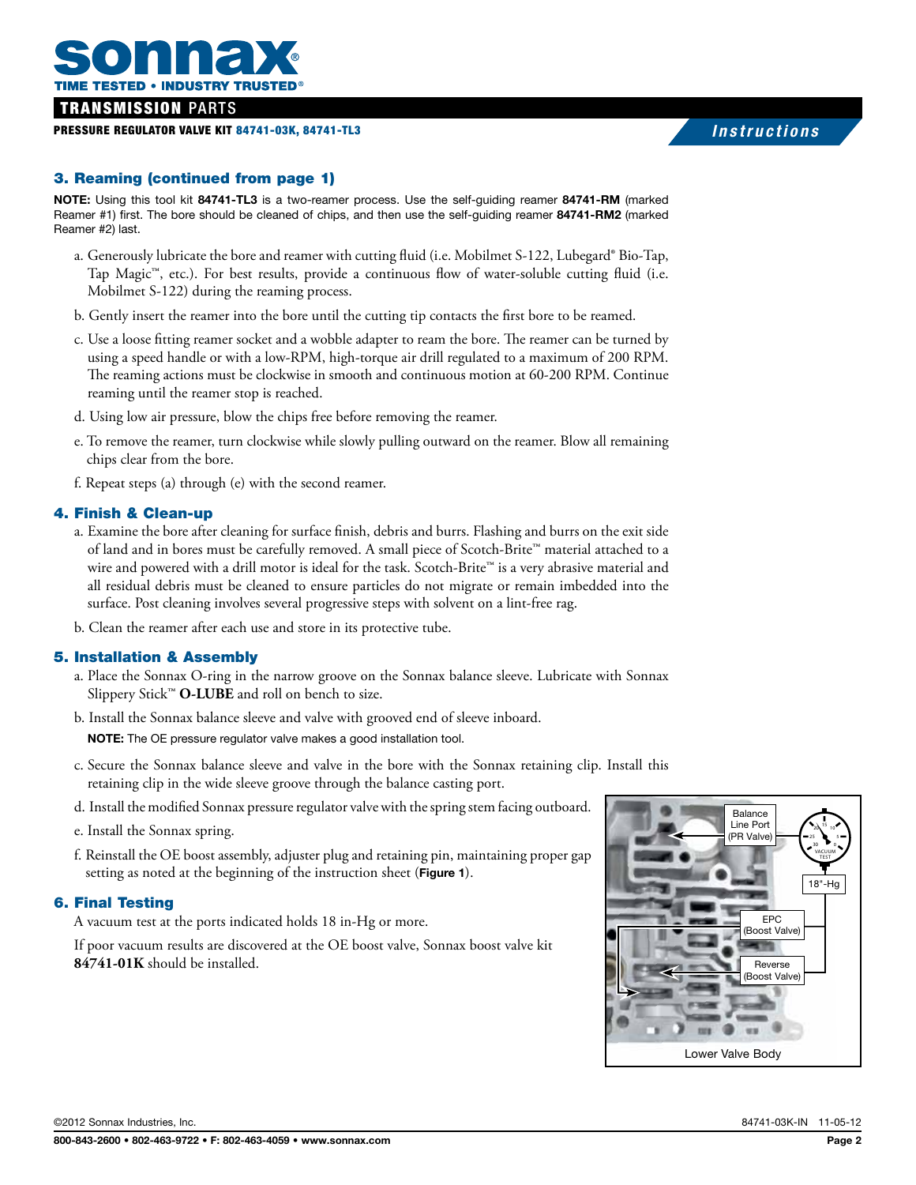## 3. Reaming (continued from page 1)

**NOTE:** Using this tool kit **84741-TL3** is a two-reamer process. Use the self-guiding reamer **84741-RM** (marked Reamer #1) first. The bore should be cleaned of chips, and then use the self-guiding reamer **84741-RM2** (marked Reamer #2) last.

a. Generously lubricate the bore and reamer with cutting fluid (i.e. Mobilmet S-122, Lubegard® Bio-Tap, Tap Magic™, etc.). For best results, provide a continuous flow of water-soluble cutting fluid (i.e. Mobilmet S-122) during the reaming process.

b. Gently insert the reamer into the bore until the cutting tip contacts the first bore to be reamed.

c. Use a loose fitting reamer socket and a wobble adapter to ream the bore. The reamer can be turned by using a speed handle or with a low-RPM, high-torque air drill regulated to a maximum of 200 RPM. The reaming actions must be clockwise in smooth and continuous motion at 60-200 RPM. Continue reaming until the reamer stop is reached.

d. Using low air pressure, blow the chips free before removing the reamer.

e. To remove the reamer, turn clockwise while slowly pulling outward on the reamer. Blow all remaining chips clear from the bore.

f. Repeat steps (a) through (e) with the second reamer.

## 4. Finish & Clean-up

a. Examine the bore after cleaning for surface finish, debris and burrs. Flashing and burrs on the exit side of land and in bores must be carefully removed. A small piece of Scotch-Brite™ material attached to a wire and powered with a drill motor is ideal for the task. Scotch-Brite™ is a very abrasive material and all residual debris must be cleaned to ensure particles do not migrate or remain imbedded into the surface. Post cleaning involves several progressive steps with solvent on a lint-free rag.

b. Clean the reamer after each use and store in its protective tube.

## 5. Installation & Assembly

a. Place the Sonnax O-ring in the narrow groove on the Sonnax balance sleeve. Lubricate with Sonnax Slippery Stick™ **O-LUBE** and roll on bench to size.

b. Install the Sonnax balance sleeve and valve with grooved end of sleeve inboard.

**NOTE:** The OE pressure regulator valve makes a good installation tool.

c. Secure the Sonnax balance sleeve and valve in the bore with the Sonnax retaining clip. Install this retaining clip in the wide sleeve groove through the balance casting port.

d. Install the modified Sonnax pressure regulator valve with the spring stem facing outboard.

e. Install the Sonnax spring.

f. Reinstall the OE boost assembly, adjuster plug and retaining pin, maintaining proper gap setting as noted at the beginning of the instruction sheet (**Figure 1**).

## 6. Final Testing

A vacuum test at the ports indicated holds 18 in-Hg or more.

If poor vacuum results are discovered at the OE boost valve, Sonnax boost valve kit **84741-01K** should be installed.

Balance Line Port (PR Valve)

VACUUM TEST

18"-Hg

EPC (Boost Valve)

Reverse (Boost Valve)

Lower Valve Body

©2012 Sonnax Industries, Inc.